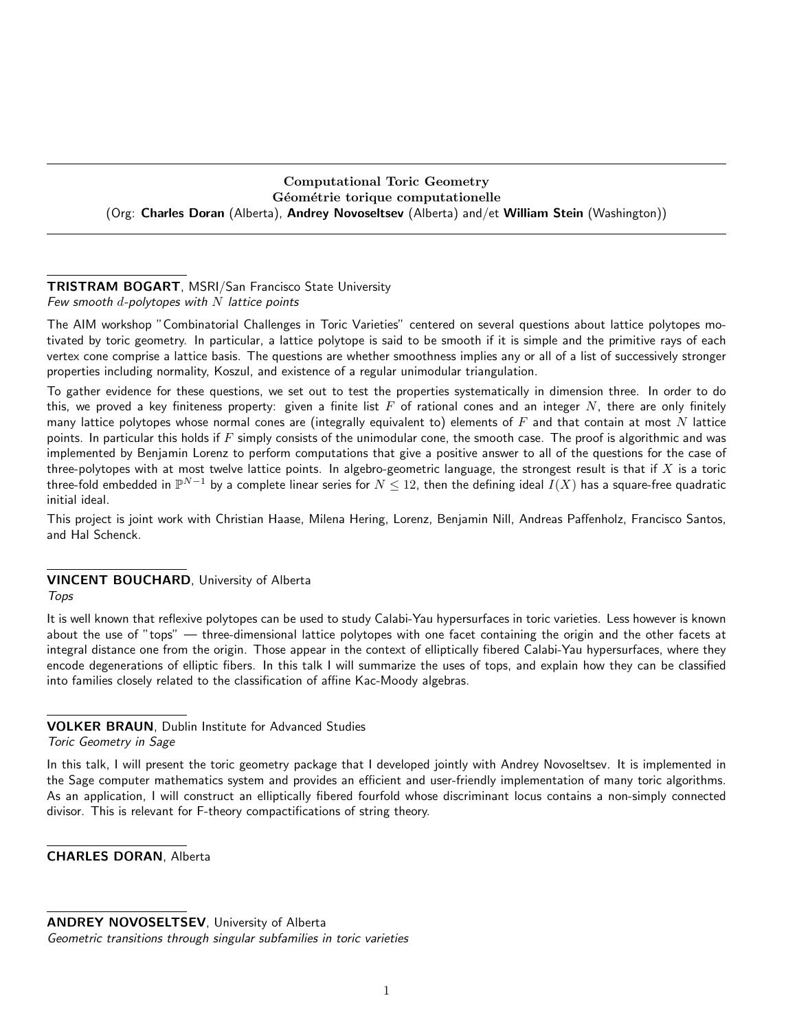# Computational Toric Geometry
# Géométrie torique computationelle

(Org: **Charles Doran** (Alberta), **Andrey Novoseltsev** (Alberta) and/et **William Stein** (Washington))

---

**TRISTRAM BOGART**, MSRI/San Francisco State University
*Few smooth $d$-polytopes with $N$ lattice points*

The AIM workshop "Combinatorial Challenges in Toric Varieties" centered on several questions about lattice polytopes motivated by toric geometry. In particular, a lattice polytope is said to be smooth if it is simple and the primitive rays of each vertex cone comprise a lattice basis. The questions are whether smoothness implies any or all of a list of successively stronger properties including normality, Koszul, and existence of a regular unimodular triangulation.

To gather evidence for these questions, we set out to test the properties systematically in dimension three. In order to do this, we proved a key finiteness property: given a finite list $F$ of rational cones and an integer $N$, there are only finitely many lattice polytopes whose normal cones are (integrally equivalent to) elements of $F$ and that contain at most $N$ lattice points. In particular this holds if $F$ simply consists of the unimodular cone, the smooth case. The proof is algorithmic and was implemented by Benjamin Lorenz to perform computations that give a positive answer to all of the questions for the case of three-polytopes with at most twelve lattice points. In algebro-geometric language, the strongest result is that if $X$ is a toric three-fold embedded in $\mathbb{P}^{N-1}$ by a complete linear series for $N \leq 12$, then the defining ideal $I(X)$ has a square-free quadratic initial ideal.

This project is joint work with Christian Haase, Milena Hering, Lorenz, Benjamin Nill, Andreas Paffenholz, Francisco Santos, and Hal Schenck.

---

**VINCENT BOUCHARD**, University of Alberta
*Tops*

It is well known that reflexive polytopes can be used to study Calabi-Yau hypersurfaces in toric varieties. Less however is known about the use of "tops" — three-dimensional lattice polytopes with one facet containing the origin and the other facets at integral distance one from the origin. Those appear in the context of elliptically fibered Calabi-Yau hypersurfaces, where they encode degenerations of elliptic fibers. In this talk I will summarize the uses of tops, and explain how they can be classified into families closely related to the classification of affine Kac-Moody algebras.

---

**VOLKER BRAUN**, Dublin Institute for Advanced Studies
*Toric Geometry in Sage*

In this talk, I will present the toric geometry package that I developed jointly with Andrey Novoseltsev. It is implemented in the Sage computer mathematics system and provides an efficient and user-friendly implementation of many toric algorithms. As an application, I will construct an elliptically fibered fourfold whose discriminant locus contains a non-simply connected divisor. This is relevant for F-theory compactifications of string theory.

---

**CHARLES DORAN**, Alberta

---

**ANDREY NOVOSELTSEV**, University of Alberta
*Geometric transitions through singular subfamilies in toric varieties*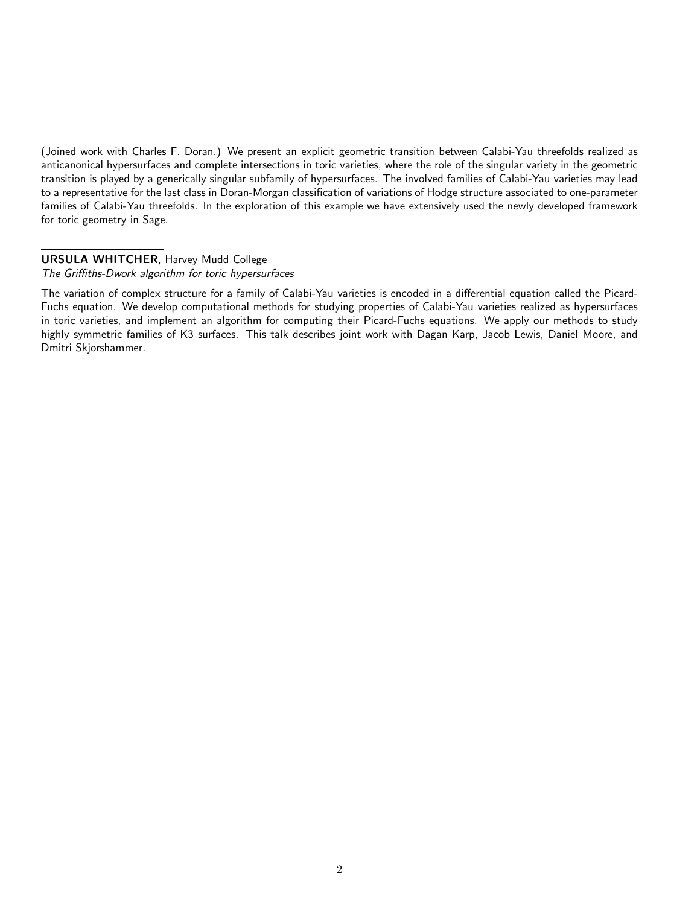(Joined work with Charles F. Doran.) We present an explicit geometric transition between Calabi-Yau threefolds realized as anticanonical hypersurfaces and complete intersections in toric varieties, where the role of the singular variety in the geometric transition is played by a generically singular subfamily of hypersurfaces. The involved families of Calabi-Yau varieties may lead to a representative for the last class in Doran-Morgan classification of variations of Hodge structure associated to one-parameter families of Calabi-Yau threefolds. In the exploration of this example we have extensively used the newly developed framework for toric geometry in Sage.

---

**URSULA WHITCHER**, Harvey Mudd College
*The Griffiths-Dwork algorithm for toric hypersurfaces*

The variation of complex structure for a family of Calabi-Yau varieties is encoded in a differential equation called the Picard-Fuchs equation. We develop computational methods for studying properties of Calabi-Yau varieties realized as hypersurfaces in toric varieties, and implement an algorithm for computing their Picard-Fuchs equations. We apply our methods to study highly symmetric families of K3 surfaces. This talk describes joint work with Dagan Karp, Jacob Lewis, Daniel Moore, and Dmitri Skjorshammer.